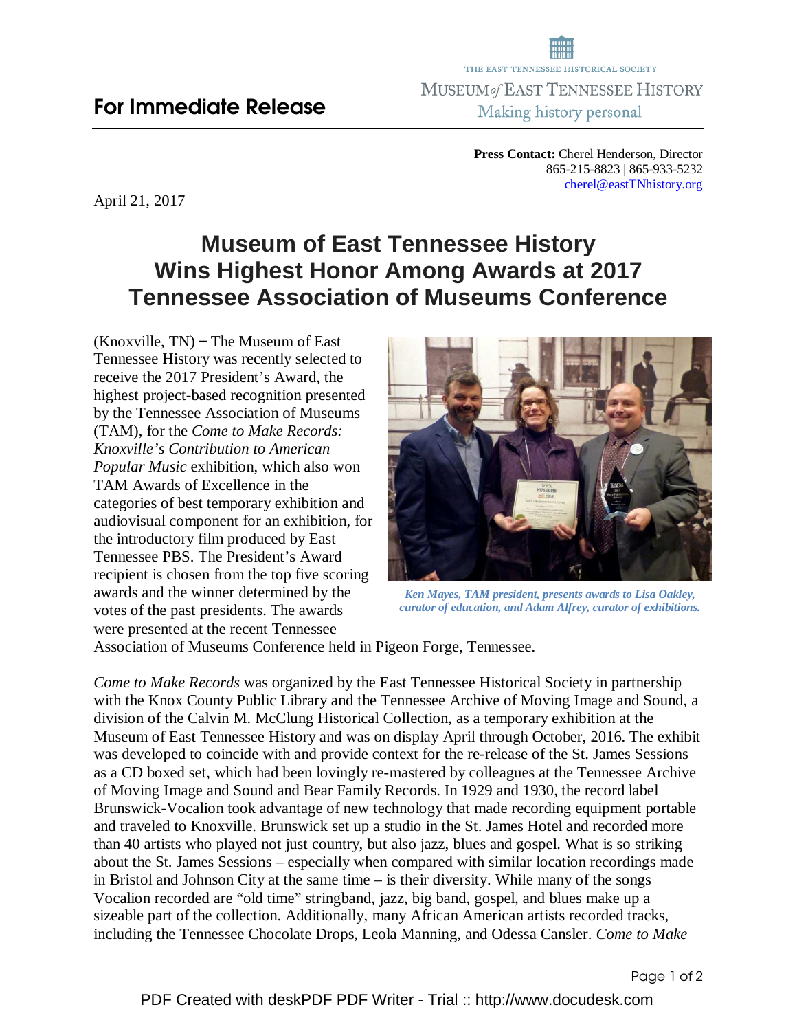**For Immediate Release**

THE EAST TENNESSEE HISTORICAL SOCIETY
MUSEUM *of* EAST TENNESSEE HISTORY
Making history personal

**Press Contact:** Cherel Henderson, Director
865-215-8823 | 865-933-5232
cherel@eastTNhistory.org

April 21, 2017

# Museum of East Tennessee History Wins Highest Honor Among Awards at 2017 Tennessee Association of Museums Conference

(Knoxville, TN) – The Museum of East Tennessee History was recently selected to receive the 2017 President's Award, the highest project-based recognition presented by the Tennessee Association of Museums (TAM), for the *Come to Make Records: Knoxville's Contribution to American Popular Music* exhibition, which also won TAM Awards of Excellence in the categories of best temporary exhibition and audiovisual component for an exhibition, for the introductory film produced by East Tennessee PBS. The President's Award recipient is chosen from the top five scoring awards and the winner determined by the votes of the past presidents. The awards were presented at the recent Tennessee Association of Museums Conference held in Pigeon Forge, Tennessee.

*Ken Mayes, TAM president, presents awards to Lisa Oakley, curator of education, and Adam Alfrey, curator of exhibitions.*

*Come to Make Records* was organized by the East Tennessee Historical Society in partnership with the Knox County Public Library and the Tennessee Archive of Moving Image and Sound, a division of the Calvin M. McClung Historical Collection, as a temporary exhibition at the Museum of East Tennessee History and was on display April through October, 2016. The exhibit was developed to coincide with and provide context for the re-release of the St. James Sessions as a CD boxed set, which had been lovingly re-mastered by colleagues at the Tennessee Archive of Moving Image and Sound and Bear Family Records. In 1929 and 1930, the record label Brunswick-Vocalion took advantage of new technology that made recording equipment portable and traveled to Knoxville. Brunswick set up a studio in the St. James Hotel and recorded more than 40 artists who played not just country, but also jazz, blues and gospel. What is so striking about the St. James Sessions – especially when compared with similar location recordings made in Bristol and Johnson City at the same time – is their diversity. While many of the songs Vocalion recorded are "old time" stringband, jazz, big band, gospel, and blues make up a sizeable part of the collection. Additionally, many African American artists recorded tracks, including the Tennessee Chocolate Drops, Leola Manning, and Odessa Cansler. *Come to Make*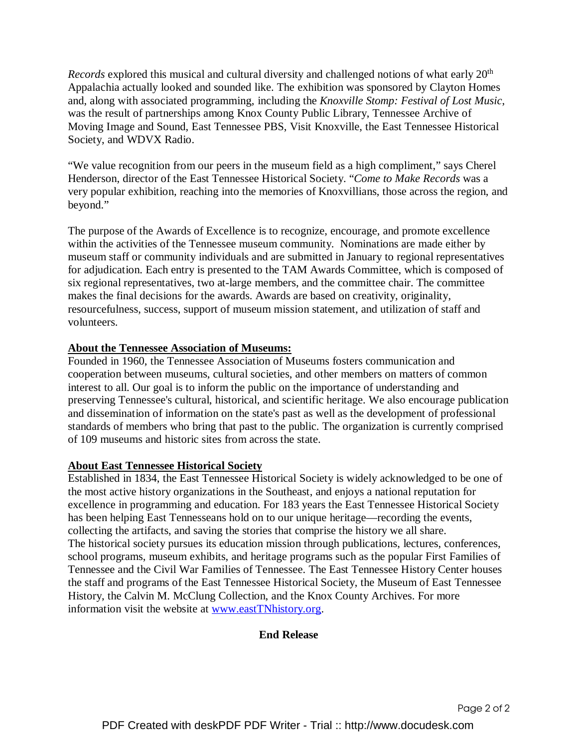*Records* explored this musical and cultural diversity and challenged notions of what early 20th Appalachia actually looked and sounded like. The exhibition was sponsored by Clayton Homes and, along with associated programming, including the *Knoxville Stomp: Festival of Lost Music*, was the result of partnerships among Knox County Public Library, Tennessee Archive of Moving Image and Sound, East Tennessee PBS, Visit Knoxville, the East Tennessee Historical Society, and WDVX Radio.

"We value recognition from our peers in the museum field as a high compliment," says Cherel Henderson, director of the East Tennessee Historical Society. "*Come to Make Records* was a very popular exhibition, reaching into the memories of Knoxvillians, those across the region, and beyond."

The purpose of the Awards of Excellence is to recognize, encourage, and promote excellence within the activities of the Tennessee museum community. Nominations are made either by museum staff or community individuals and are submitted in January to regional representatives for adjudication. Each entry is presented to the TAM Awards Committee, which is composed of six regional representatives, two at-large members, and the committee chair. The committee makes the final decisions for the awards. Awards are based on creativity, originality, resourcefulness, success, support of museum mission statement, and utilization of staff and volunteers.

**About the Tennessee Association of Museums:**

Founded in 1960, the Tennessee Association of Museums fosters communication and cooperation between museums, cultural societies, and other members on matters of common interest to all. Our goal is to inform the public on the importance of understanding and preserving Tennessee's cultural, historical, and scientific heritage. We also encourage publication and dissemination of information on the state's past as well as the development of professional standards of members who bring that past to the public. The organization is currently comprised of 109 museums and historic sites from across the state.

**About East Tennessee Historical Society**

Established in 1834, the East Tennessee Historical Society is widely acknowledged to be one of the most active history organizations in the Southeast, and enjoys a national reputation for excellence in programming and education. For 183 years the East Tennessee Historical Society has been helping East Tennesseans hold on to our unique heritage—recording the events, collecting the artifacts, and saving the stories that comprise the history we all share.
The historical society pursues its education mission through publications, lectures, conferences, school programs, museum exhibits, and heritage programs such as the popular First Families of Tennessee and the Civil War Families of Tennessee. The East Tennessee History Center houses the staff and programs of the East Tennessee Historical Society, the Museum of East Tennessee History, the Calvin M. McClung Collection, and the Knox County Archives. For more information visit the website at www.eastTNhistory.org.

**End Release**